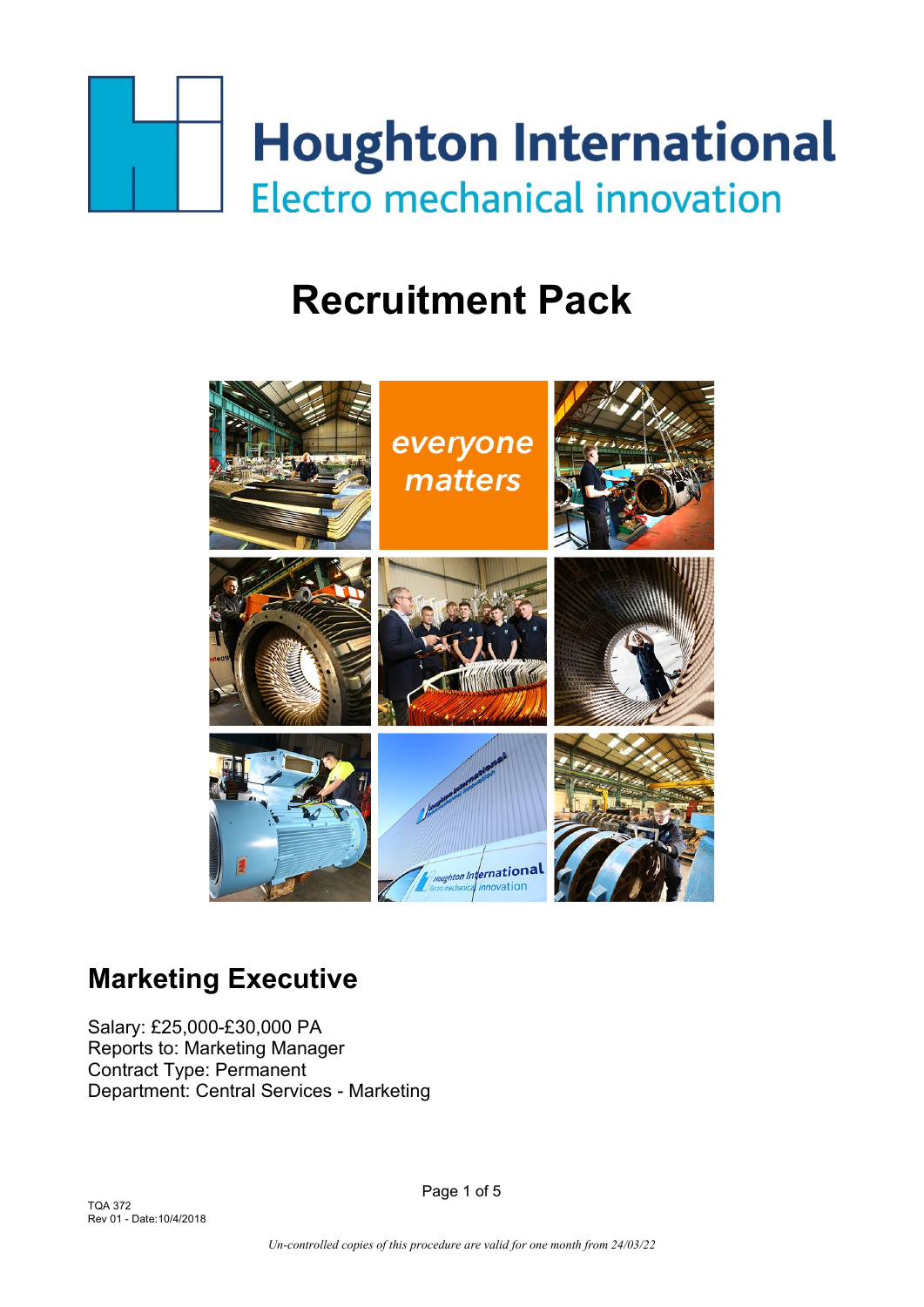# Houghton International

Electro mechanical innovation

# Recruitment Pack

everyone matters

## Marketing Executive

Salary: £25,000-£30,000 PA
Reports to: Marketing Manager
Contract Type: Permanent
Department: Central Services - Marketing

TQA 372
Rev 01 - Date:10/4/2018

*Un-controlled copies of this procedure are valid for one month from 24/03/22*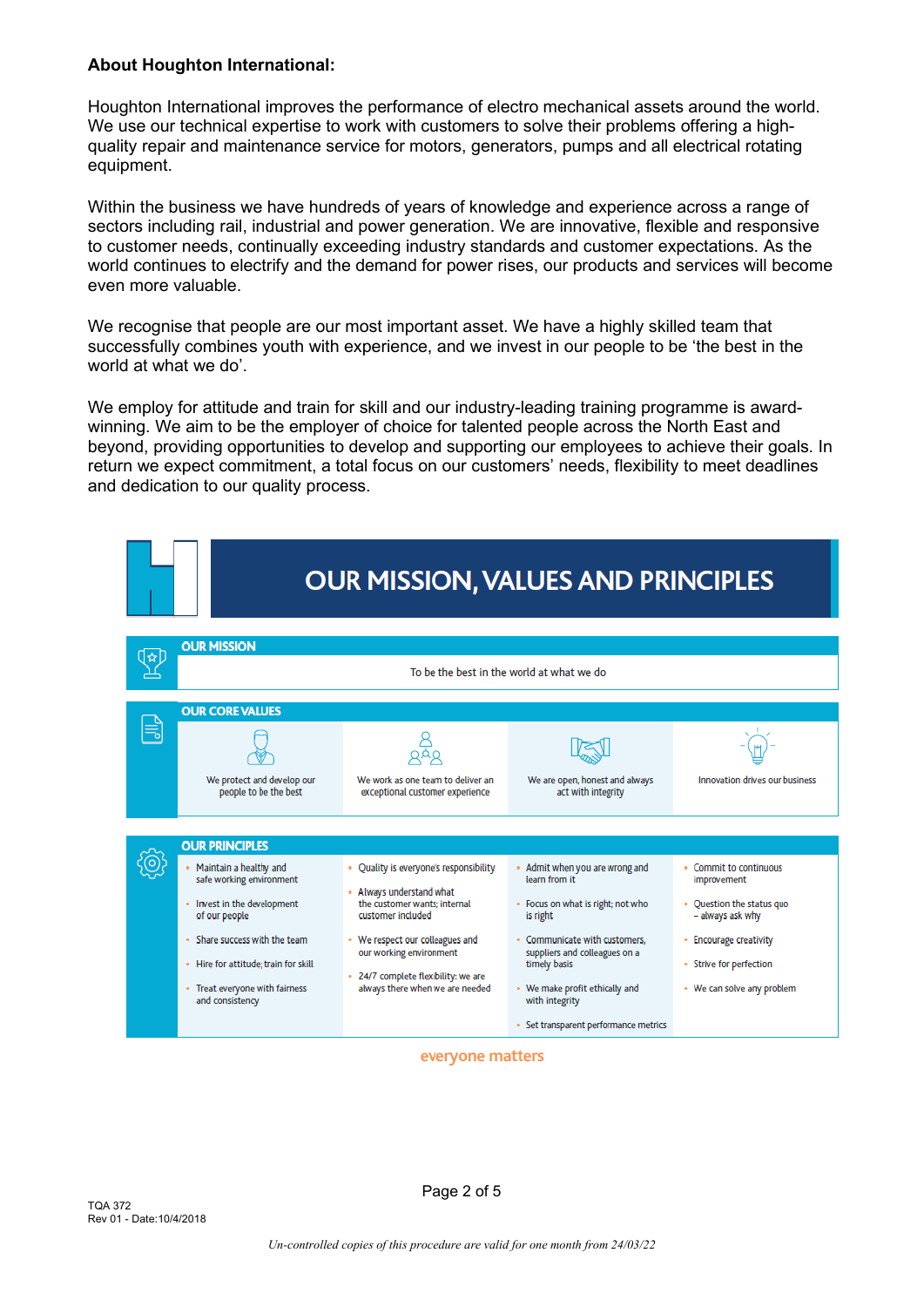**About Houghton International:**

Houghton International improves the performance of electro mechanical assets around the world. We use our technical expertise to work with customers to solve their problems offering a high-quality repair and maintenance service for motors, generators, pumps and all electrical rotating equipment.

Within the business we have hundreds of years of knowledge and experience across a range of sectors including rail, industrial and power generation. We are innovative, flexible and responsive to customer needs, continually exceeding industry standards and customer expectations. As the world continues to electrify and the demand for power rises, our products and services will become even more valuable.

We recognise that people are our most important asset. We have a highly skilled team that successfully combines youth with experience, and we invest in our people to be 'the best in the world at what we do'.

We employ for attitude and train for skill and our industry-leading training programme is award-winning. We aim to be the employer of choice for talented people across the North East and beyond, providing opportunities to develop and supporting our employees to achieve their goals. In return we expect commitment, a total focus on our customers' needs, flexibility to meet deadlines and dedication to our quality process.

# OUR MISSION, VALUES AND PRINCIPLES

## OUR MISSION

To be the best in the world at what we do

## OUR CORE VALUES

- We protect and develop our people to be the best
- We work as one team to deliver an exceptional customer experience
- We are open, honest and always act with integrity
- Innovation drives our business

## OUR PRINCIPLES

- Maintain a healthy and safe working environment
- Invest in the development of our people
- Share success with the team
- Hire for attitude; train for skill
- Treat everyone with fairness and consistency
- Quality is everyone's responsibility
- Always understand what the customer wants; internal customer included
- We respect our colleagues and our working environment
- 24/7 complete flexibility: we are always there when we are needed
- Admit when you are wrong and learn from it
- Focus on what is right; not who is right
- Communicate with customers, suppliers and colleagues on a timely basis
- We make profit ethically and with integrity
- Set transparent performance metrics
- Commit to continuous improvement
- Question the status quo – always ask why
- Encourage creativity
- Strive for perfection
- We can solve any problem

everyone matters

TQA 372
Rev 01 - Date:10/4/2018

*Un-controlled copies of this procedure are valid for one month from 24/03/22*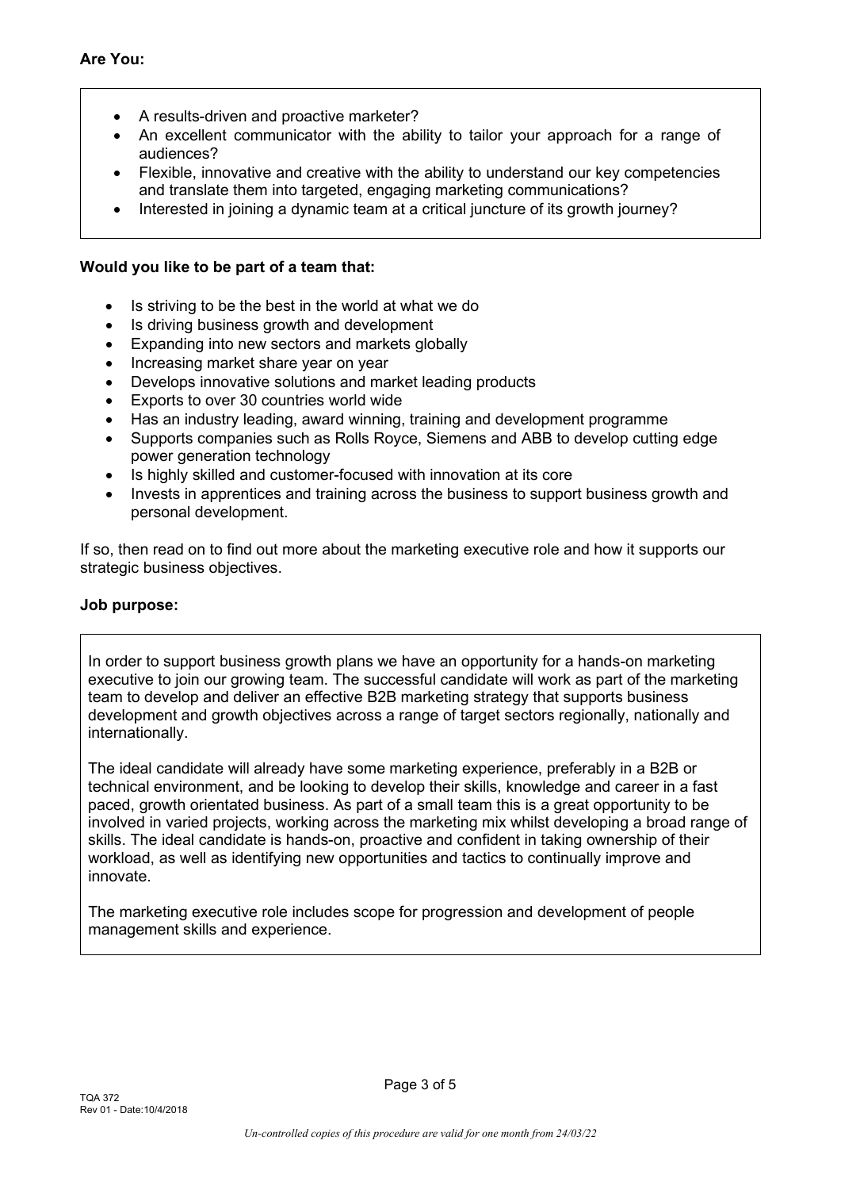**Are You:**

- A results-driven and proactive marketer?
- An excellent communicator with the ability to tailor your approach for a range of audiences?
- Flexible, innovative and creative with the ability to understand our key competencies and translate them into targeted, engaging marketing communications?
- Interested in joining a dynamic team at a critical juncture of its growth journey?

**Would you like to be part of a team that:**

- Is striving to be the best in the world at what we do
- Is driving business growth and development
- Expanding into new sectors and markets globally
- Increasing market share year on year
- Develops innovative solutions and market leading products
- Exports to over 30 countries world wide
- Has an industry leading, award winning, training and development programme
- Supports companies such as Rolls Royce, Siemens and ABB to develop cutting edge power generation technology
- Is highly skilled and customer-focused with innovation at its core
- Invests in apprentices and training across the business to support business growth and personal development.

If so, then read on to find out more about the marketing executive role and how it supports our strategic business objectives.

**Job purpose:**

In order to support business growth plans we have an opportunity for a hands-on marketing executive to join our growing team. The successful candidate will work as part of the marketing team to develop and deliver an effective B2B marketing strategy that supports business development and growth objectives across a range of target sectors regionally, nationally and internationally.

The ideal candidate will already have some marketing experience, preferably in a B2B or technical environment, and be looking to develop their skills, knowledge and career in a fast paced, growth orientated business. As part of a small team this is a great opportunity to be involved in varied projects, working across the marketing mix whilst developing a broad range of skills. The ideal candidate is hands-on, proactive and confident in taking ownership of their workload, as well as identifying new opportunities and tactics to continually improve and innovate.

The marketing executive role includes scope for progression and development of people management skills and experience.

TQA 372
Rev 01 - Date:10/4/2018

*Un-controlled copies of this procedure are valid for one month from 24/03/22*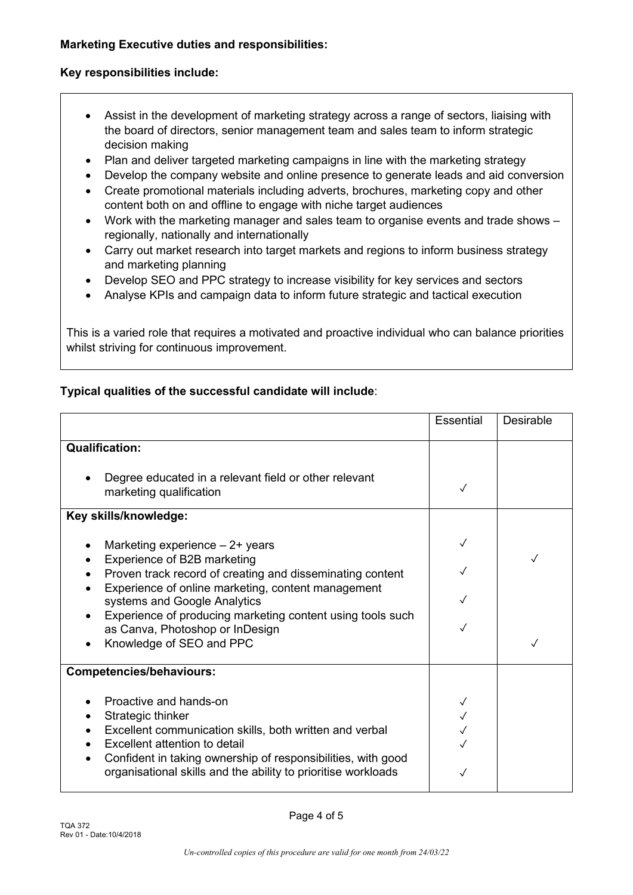**Marketing Executive duties and responsibilities:**

**Key responsibilities include:**

- Assist in the development of marketing strategy across a range of sectors, liaising with the board of directors, senior management team and sales team to inform strategic decision making
- Plan and deliver targeted marketing campaigns in line with the marketing strategy
- Develop the company website and online presence to generate leads and aid conversion
- Create promotional materials including adverts, brochures, marketing copy and other content both on and offline to engage with niche target audiences
- Work with the marketing manager and sales team to organise events and trade shows – regionally, nationally and internationally
- Carry out market research into target markets and regions to inform business strategy and marketing planning
- Develop SEO and PPC strategy to increase visibility for key services and sectors
- Analyse KPIs and campaign data to inform future strategic and tactical execution

This is a varied role that requires a motivated and proactive individual who can balance priorities whilst striving for continuous improvement.

**Typical qualities of the successful candidate will include**:

| | Essential | Desirable |
|---|---|---|
| **Qualification:** | | |
| • Degree educated in a relevant field or other relevant marketing qualification | ✓ | |
| **Key skills/knowledge:** | | |
| • Marketing experience – 2+ years | ✓ | |
| • Experience of B2B marketing | | ✓ |
| • Proven track record of creating and disseminating content | ✓ | |
| • Experience of online marketing, content management systems and Google Analytics | ✓ | |
| • Experience of producing marketing content using tools such as Canva, Photoshop or InDesign | ✓ | |
| • Knowledge of SEO and PPC | | ✓ |
| **Competencies/behaviours:** | | |
| • Proactive and hands-on | ✓ | |
| • Strategic thinker | ✓ | |
| • Excellent communication skills, both written and verbal | ✓ | |
| • Excellent attention to detail | ✓ | |
| • Confident in taking ownership of responsibilities, with good organisational skills and the ability to prioritise workloads | ✓ | |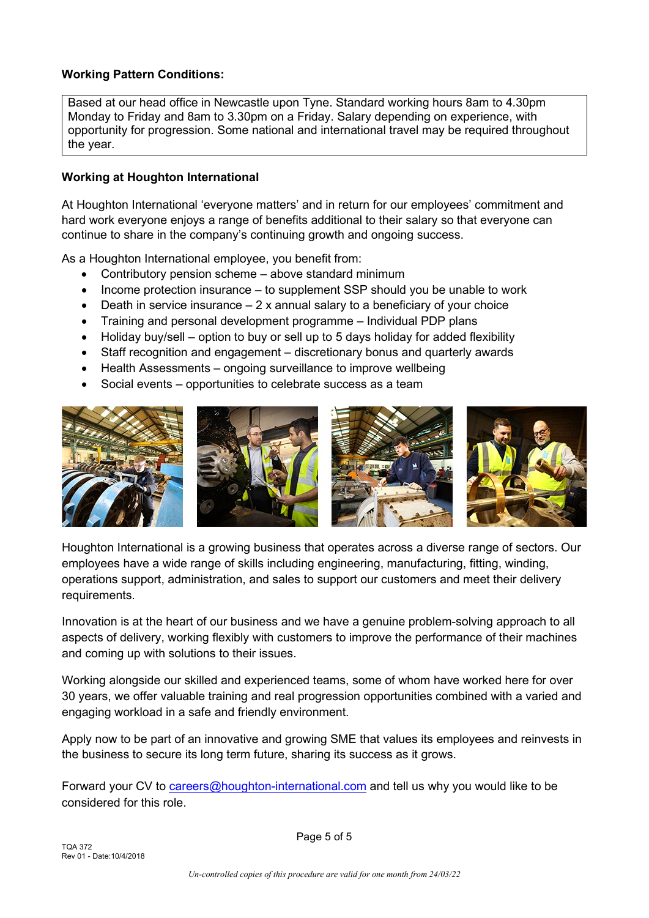**Working Pattern Conditions:**

| |
|---|
| Based at our head office in Newcastle upon Tyne. Standard working hours 8am to 4.30pm Monday to Friday and 8am to 3.30pm on a Friday. Salary depending on experience, with opportunity for progression. Some national and international travel may be required throughout the year. |

**Working at Houghton International**

At Houghton International 'everyone matters' and in return for our employees' commitment and hard work everyone enjoys a range of benefits additional to their salary so that everyone can continue to share in the company's continuing growth and ongoing success.

As a Houghton International employee, you benefit from:

- Contributory pension scheme – above standard minimum
- Income protection insurance – to supplement SSP should you be unable to work
- Death in service insurance – 2 x annual salary to a beneficiary of your choice
- Training and personal development programme – Individual PDP plans
- Holiday buy/sell – option to buy or sell up to 5 days holiday for added flexibility
- Staff recognition and engagement – discretionary bonus and quarterly awards
- Health Assessments – ongoing surveillance to improve wellbeing
- Social events – opportunities to celebrate success as a team

Houghton International is a growing business that operates across a diverse range of sectors. Our employees have a wide range of skills including engineering, manufacturing, fitting, winding, operations support, administration, and sales to support our customers and meet their delivery requirements.

Innovation is at the heart of our business and we have a genuine problem-solving approach to all aspects of delivery, working flexibly with customers to improve the performance of their machines and coming up with solutions to their issues.

Working alongside our skilled and experienced teams, some of whom have worked here for over 30 years, we offer valuable training and real progression opportunities combined with a varied and engaging workload in a safe and friendly environment.

Apply now to be part of an innovative and growing SME that values its employees and reinvests in the business to secure its long term future, sharing its success as it grows.

Forward your CV to careers@houghton-international.com and tell us why you would like to be considered for this role.

TQA 372
Rev 01 - Date:10/4/2018

*Un-controlled copies of this procedure are valid for one month from 24/03/22*